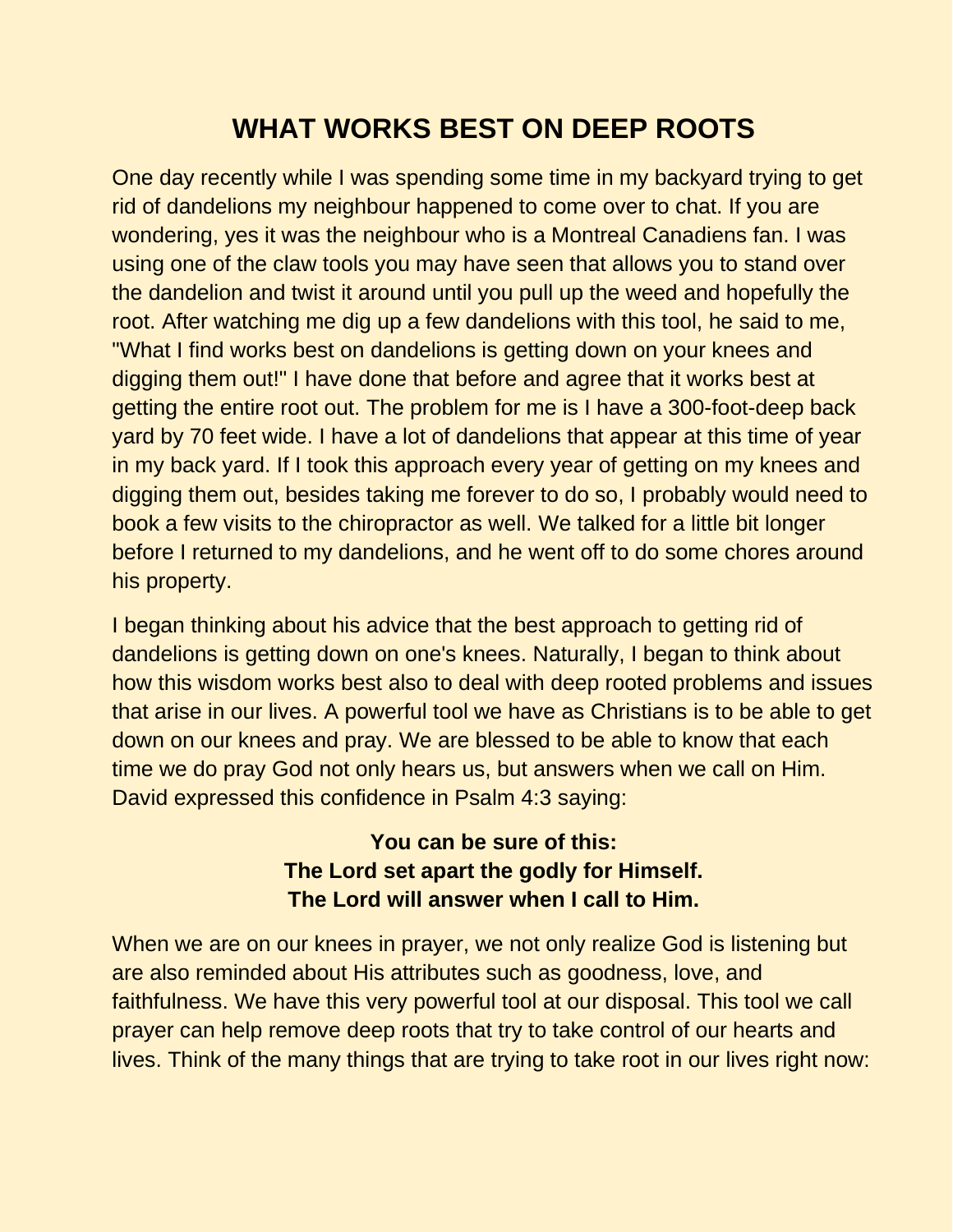# WHAT WORKS BEST ON DEEP ROOTS

One day recently while I was spending some time in my backyard trying to get rid of dandelions my neighbour happened to come over to chat. If you are wondering, yes it was the neighbour who is a Montreal Canadiens fan. I was using one of the claw tools you may have seen that allows you to stand over the dandelion and twist it around until you pull up the weed and hopefully the root. After watching me dig up a few dandelions with this tool, he said to me, "What I find works best on dandelions is getting down on your knees and digging them out!" I have done that before and agree that it works best at getting the entire root out. The problem for me is I have a 300-foot-deep back yard by 70 feet wide. I have a lot of dandelions that appear at this time of year in my back yard. If I took this approach every year of getting on my knees and digging them out, besides taking me forever to do so, I probably would need to book a few visits to the chiropractor as well. We talked for a little bit longer before I returned to my dandelions, and he went off to do some chores around his property.

I began thinking about his advice that the best approach to getting rid of dandelions is getting down on one's knees. Naturally, I began to think about how this wisdom works best also to deal with deep rooted problems and issues that arise in our lives. A powerful tool we have as Christians is to be able to get down on our knees and pray. We are blessed to be able to know that each time we do pray God not only hears us, but answers when we call on Him. David expressed this confidence in Psalm 4:3 saying:

**You can be sure of this:**
**The Lord set apart the godly for Himself.**
**The Lord will answer when I call to Him.**

When we are on our knees in prayer, we not only realize God is listening but are also reminded about His attributes such as goodness, love, and faithfulness. We have this very powerful tool at our disposal. This tool we call prayer can help remove deep roots that try to take control of our hearts and lives. Think of the many things that are trying to take root in our lives right now: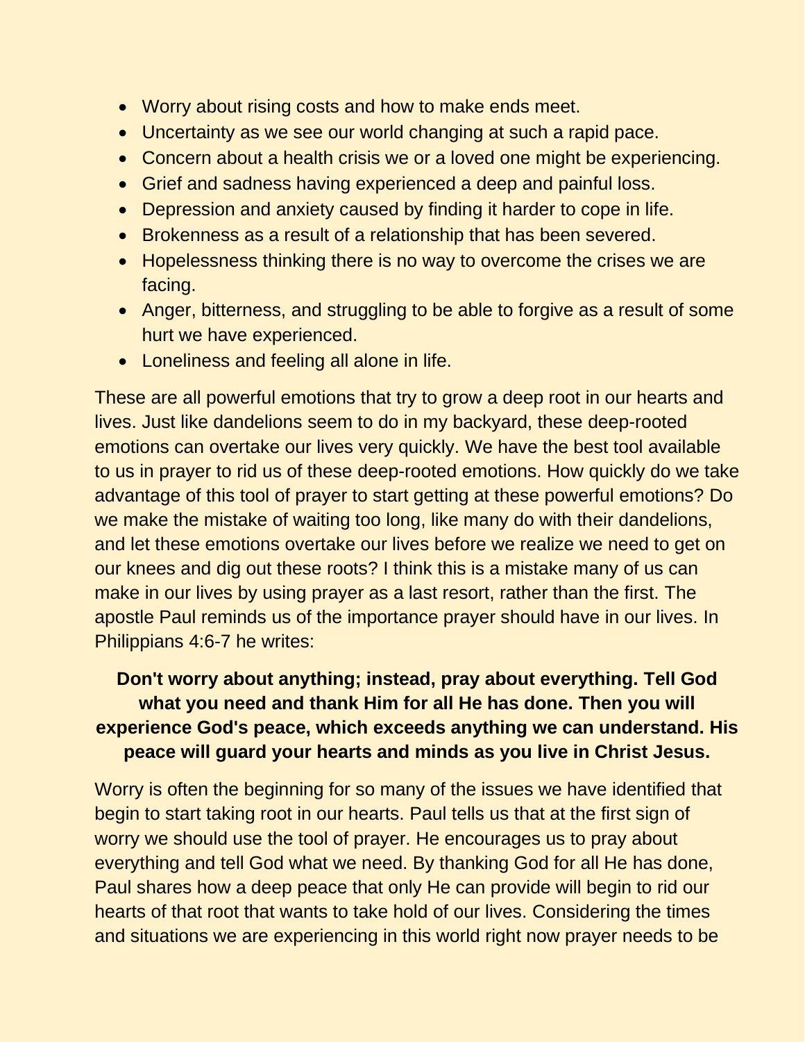- Worry about rising costs and how to make ends meet.
- Uncertainty as we see our world changing at such a rapid pace.
- Concern about a health crisis we or a loved one might be experiencing.
- Grief and sadness having experienced a deep and painful loss.
- Depression and anxiety caused by finding it harder to cope in life.
- Brokenness as a result of a relationship that has been severed.
- Hopelessness thinking there is no way to overcome the crises we are facing.
- Anger, bitterness, and struggling to be able to forgive as a result of some hurt we have experienced.
- Loneliness and feeling all alone in life.

These are all powerful emotions that try to grow a deep root in our hearts and lives. Just like dandelions seem to do in my backyard, these deep-rooted emotions can overtake our lives very quickly. We have the best tool available to us in prayer to rid us of these deep-rooted emotions. How quickly do we take advantage of this tool of prayer to start getting at these powerful emotions? Do we make the mistake of waiting too long, like many do with their dandelions, and let these emotions overtake our lives before we realize we need to get on our knees and dig out these roots? I think this is a mistake many of us can make in our lives by using prayer as a last resort, rather than the first. The apostle Paul reminds us of the importance prayer should have in our lives. In Philippians 4:6-7 he writes:

**Don't worry about anything; instead, pray about everything. Tell God what you need and thank Him for all He has done. Then you will experience God's peace, which exceeds anything we can understand. His peace will guard your hearts and minds as you live in Christ Jesus.**

Worry is often the beginning for so many of the issues we have identified that begin to start taking root in our hearts. Paul tells us that at the first sign of worry we should use the tool of prayer. He encourages us to pray about everything and tell God what we need. By thanking God for all He has done, Paul shares how a deep peace that only He can provide will begin to rid our hearts of that root that wants to take hold of our lives. Considering the times and situations we are experiencing in this world right now prayer needs to be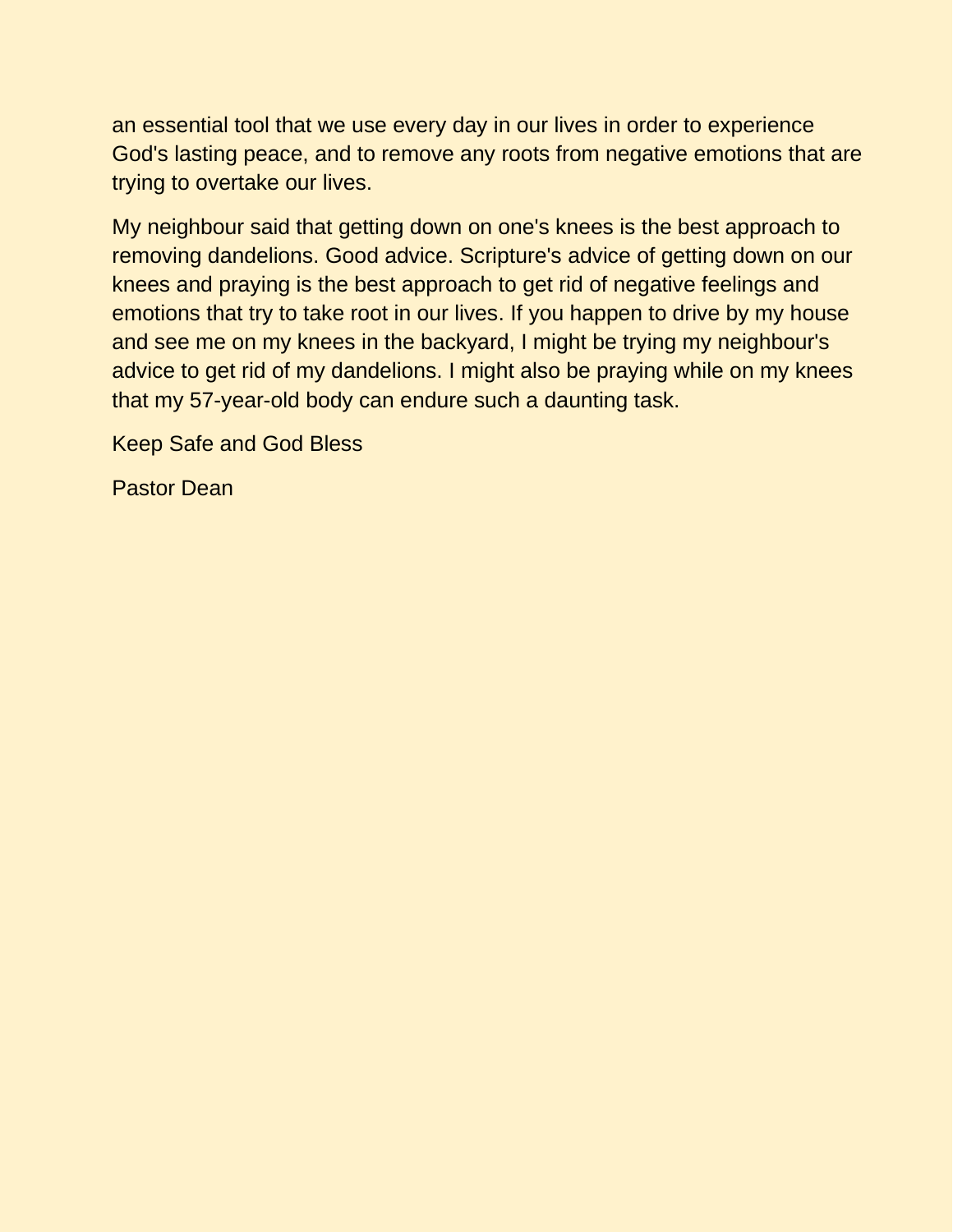an essential tool that we use every day in our lives in order to experience God's lasting peace, and to remove any roots from negative emotions that are trying to overtake our lives.

My neighbour said that getting down on one's knees is the best approach to removing dandelions. Good advice. Scripture's advice of getting down on our knees and praying is the best approach to get rid of negative feelings and emotions that try to take root in our lives. If you happen to drive by my house and see me on my knees in the backyard, I might be trying my neighbour's advice to get rid of my dandelions. I might also be praying while on my knees that my 57-year-old body can endure such a daunting task.

Keep Safe and God Bless

Pastor Dean